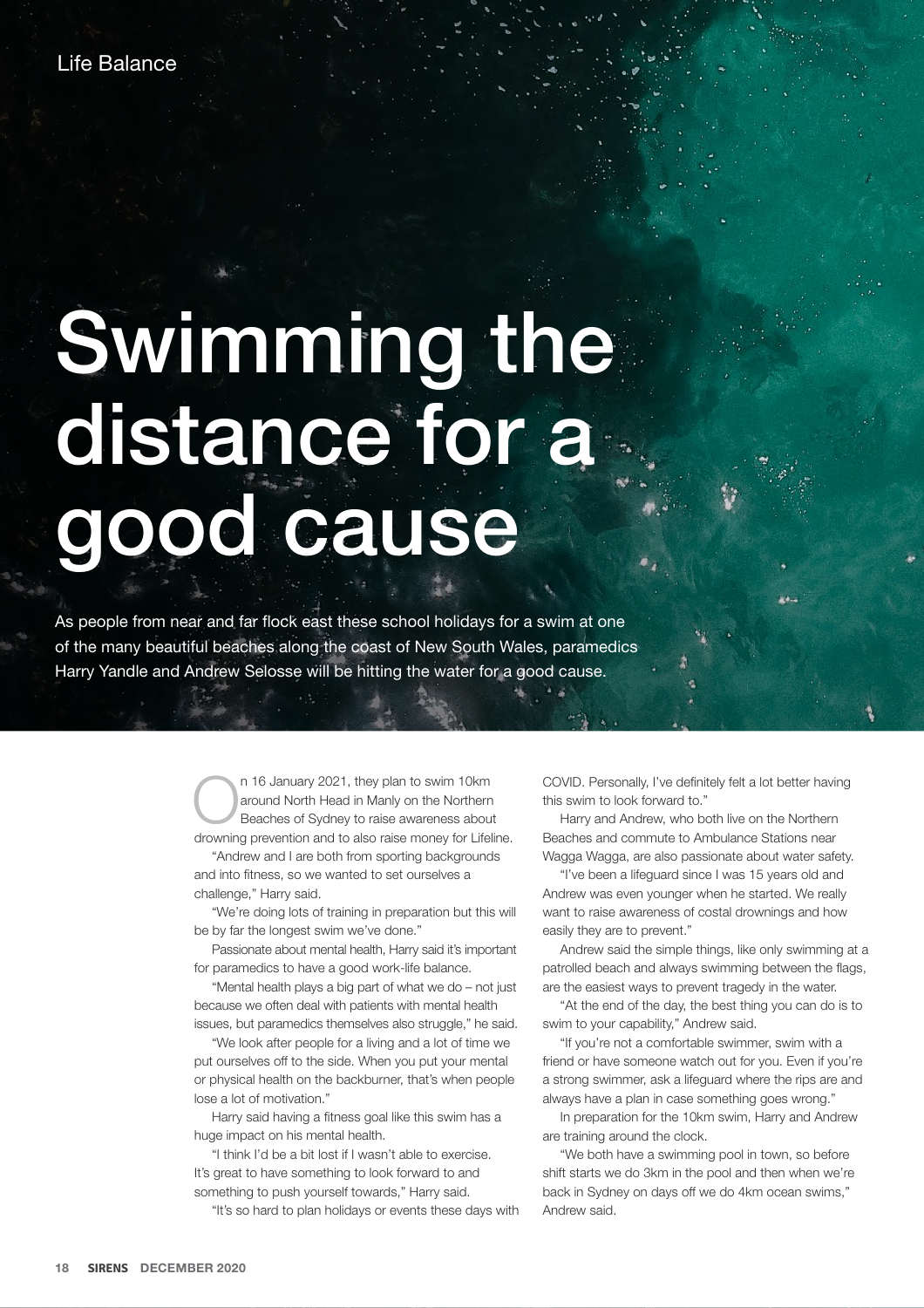Life Balance

# Swimming the distance for a good cause

As people from near and far flock east these school holidays for a swim at one of the many beautiful beaches along the coast of New South Wales, paramedics Harry Yandle and Andrew Selosse will be hitting the water for a good cause.

On 16 January 2021, they plan to swim 10km around North Head in Manly on the Northern Beaches of Sydney to raise awareness about drowning prevention and to also raise money for Lifeline.

"Andrew and I are both from sporting backgrounds and into fitness, so we wanted to set ourselves a challenge," Harry said.

"We're doing lots of training in preparation but this will be by far the longest swim we've done."

Passionate about mental health, Harry said it's important for paramedics to have a good work-life balance.

"Mental health plays a big part of what we do – not just because we often deal with patients with mental health issues, but paramedics themselves also struggle," he said.

"We look after people for a living and a lot of time we put ourselves off to the side. When you put your mental or physical health on the backburner, that's when people lose a lot of motivation."

Harry said having a fitness goal like this swim has a huge impact on his mental health.

"I think I'd be a bit lost if I wasn't able to exercise. It's great to have something to look forward to and something to push yourself towards," Harry said.

"It's so hard to plan holidays or events these days with COVID. Personally, I've definitely felt a lot better having this swim to look forward to."

Harry and Andrew, who both live on the Northern Beaches and commute to Ambulance Stations near Wagga Wagga, are also passionate about water safety.

"I've been a lifeguard since I was 15 years old and Andrew was even younger when he started. We really want to raise awareness of costal drownings and how easily they are to prevent."

Andrew said the simple things, like only swimming at a patrolled beach and always swimming between the flags, are the easiest ways to prevent tragedy in the water.

"At the end of the day, the best thing you can do is to swim to your capability," Andrew said.

"If you're not a comfortable swimmer, swim with a friend or have someone watch out for you. Even if you're a strong swimmer, ask a lifeguard where the rips are and always have a plan in case something goes wrong."

In preparation for the 10km swim, Harry and Andrew are training around the clock.

"We both have a swimming pool in town, so before shift starts we do 3km in the pool and then when we're back in Sydney on days off we do 4km ocean swims," Andrew said.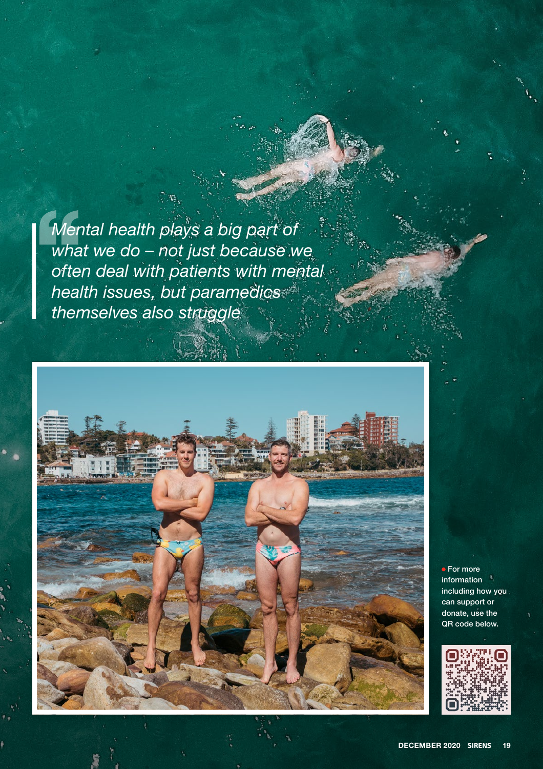> *Mental health plays a big part of what we do – not just because we often deal with patients with mental health issues, but paramedics themselves also struggle*

For more information including how you can support or donate, use the QR code below.